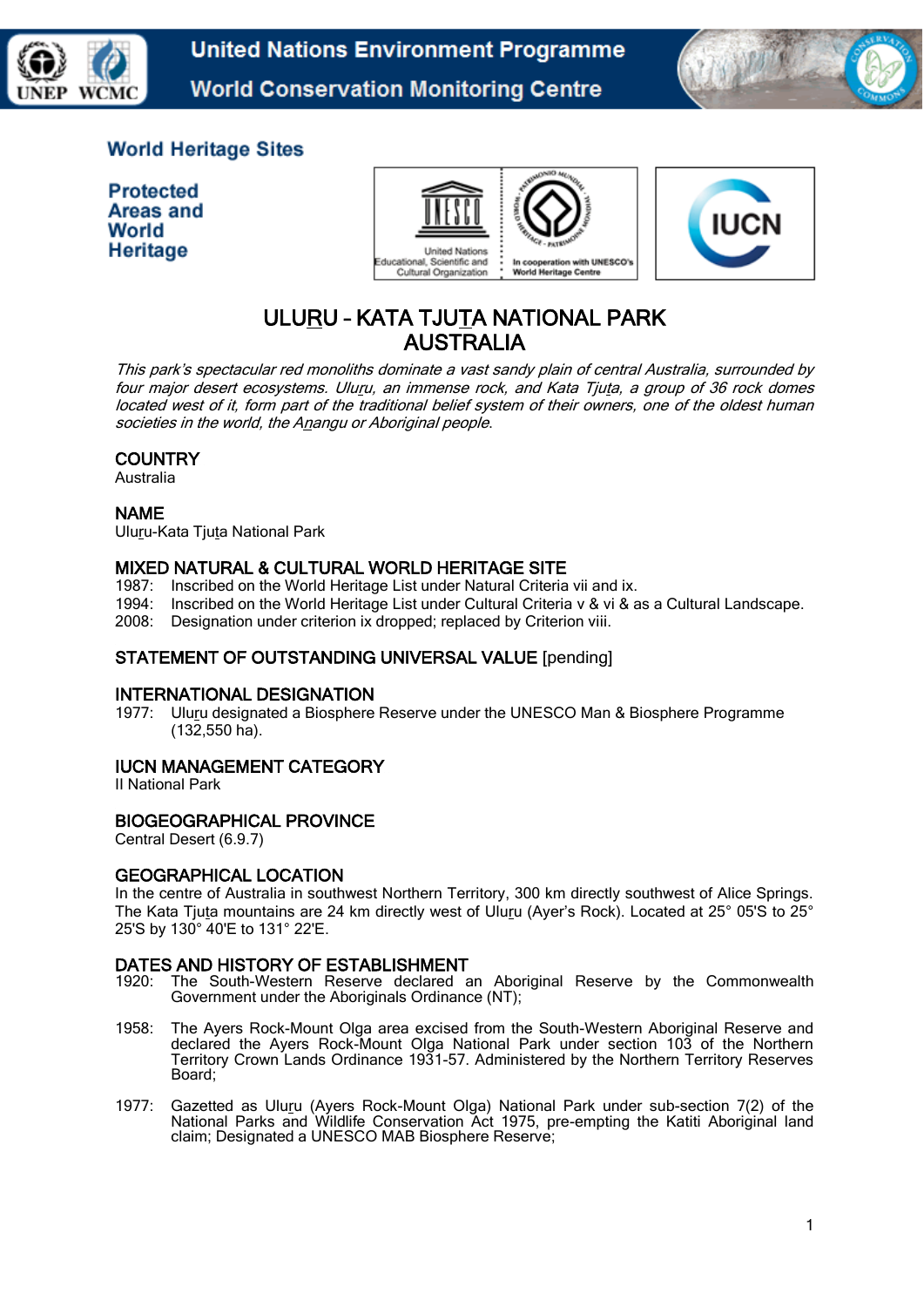United Nations Environment Programme
World Conservation Monitoring Centre

World Heritage Sites

Protected Areas and World Heritage

# ULURU – KATA TJUTA NATIONAL PARK
# AUSTRALIA

*This park's spectacular red monoliths dominate a vast sandy plain of central Australia, surrounded by four major desert ecosystems. Uluru, an immense rock, and Kata Tjuta, a group of 36 rock domes located west of it, form part of the traditional belief system of their owners, one of the oldest human societies in the world, the Anangu or Aboriginal people.*

## COUNTRY
Australia

## NAME
Uluru-Kata Tjuta National Park

## MIXED NATURAL & CULTURAL WORLD HERITAGE SITE
1987: Inscribed on the World Heritage List under Natural Criteria vii and ix.
1994: Inscribed on the World Heritage List under Cultural Criteria v & vi & as a Cultural Landscape.
2008: Designation under criterion ix dropped; replaced by Criterion viii.

## STATEMENT OF OUTSTANDING UNIVERSAL VALUE [pending]

## INTERNATIONAL DESIGNATION
1977: Uluru designated a Biosphere Reserve under the UNESCO Man & Biosphere Programme (132,550 ha).

## IUCN MANAGEMENT CATEGORY
II National Park

## BIOGEOGRAPHICAL PROVINCE
Central Desert (6.9.7)

## GEOGRAPHICAL LOCATION
In the centre of Australia in southwest Northern Territory, 300 km directly southwest of Alice Springs. The Kata Tjuta mountains are 24 km directly west of Uluru (Ayer's Rock). Located at 25° 05'S to 25° 25'S by 130° 40'E to 131° 22'E.

## DATES AND HISTORY OF ESTABLISHMENT
1920: The South-Western Reserve declared an Aboriginal Reserve by the Commonwealth Government under the Aboriginals Ordinance (NT);

1958: The Ayers Rock-Mount Olga area excised from the South-Western Aboriginal Reserve and declared the Ayers Rock-Mount Olga National Park under section 103 of the Northern Territory Crown Lands Ordinance 1931-57. Administered by the Northern Territory Reserves Board;

1977: Gazetted as Uluru (Ayers Rock-Mount Olga) National Park under sub-section 7(2) of the National Parks and Wildlife Conservation Act 1975, pre-empting the Katiti Aboriginal land claim; Designated a UNESCO MAB Biosphere Reserve;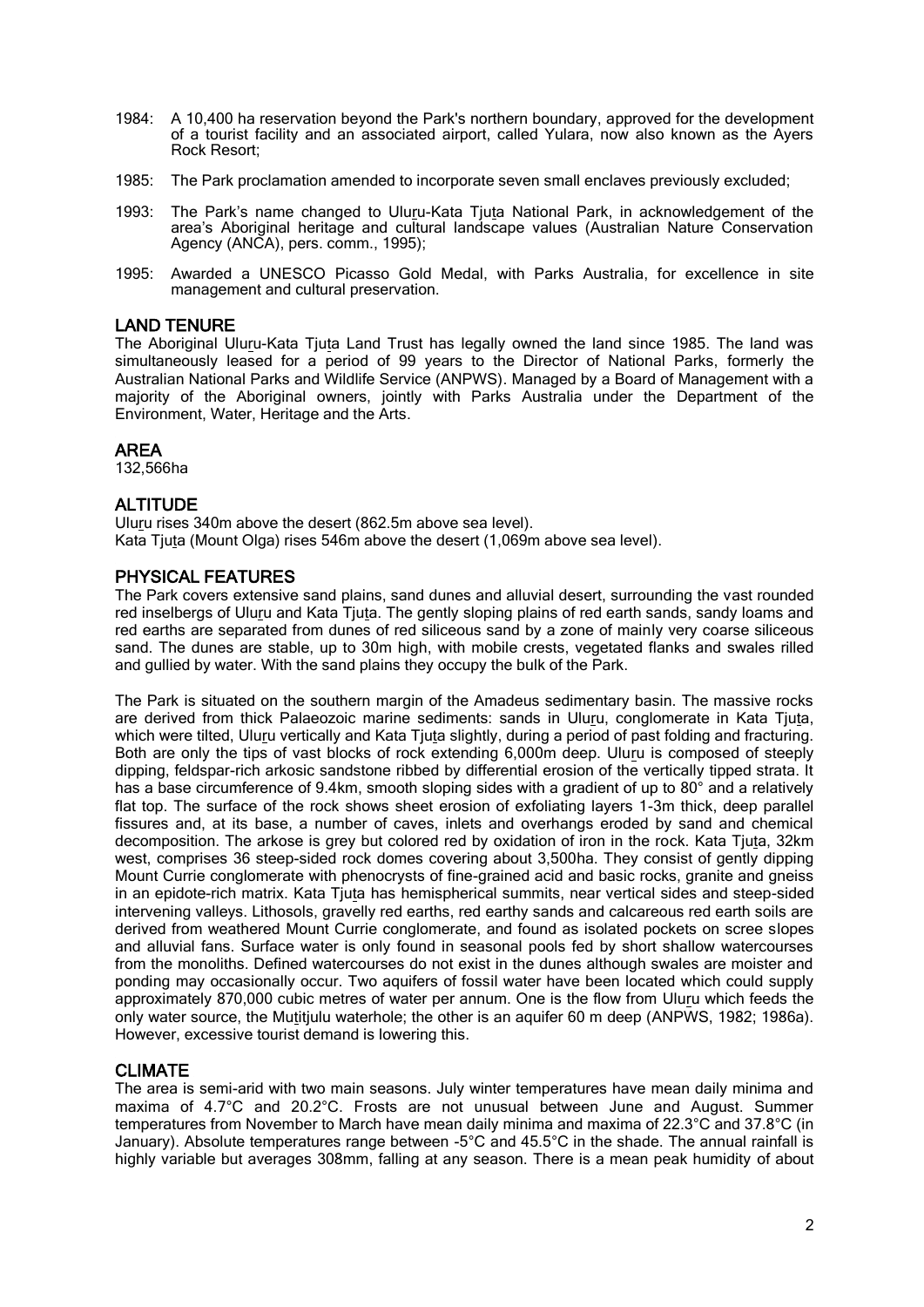1984: A 10,400 ha reservation beyond the Park's northern boundary, approved for the development of a tourist facility and an associated airport, called Yulara, now also known as the Ayers Rock Resort;

1985: The Park proclamation amended to incorporate seven small enclaves previously excluded;

1993: The Park's name changed to Uluṟu-Kata Tjuṯa National Park, in acknowledgement of the area's Aboriginal heritage and cultural landscape values (Australian Nature Conservation Agency (ANCA), pers. comm., 1995);

1995: Awarded a UNESCO Picasso Gold Medal, with Parks Australia, for excellence in site management and cultural preservation.

## LAND TENURE

The Aboriginal Uluṟu-Kata Tjuṯa Land Trust has legally owned the land since 1985. The land was simultaneously leased for a period of 99 years to the Director of National Parks, formerly the Australian National Parks and Wildlife Service (ANPWS). Managed by a Board of Management with a majority of the Aboriginal owners, jointly with Parks Australia under the Department of the Environment, Water, Heritage and the Arts.

## AREA

132,566ha

## ALTITUDE

Uluṟu rises 340m above the desert (862.5m above sea level).
Kata Tjuṯa (Mount Olga) rises 546m above the desert (1,069m above sea level).

## PHYSICAL FEATURES

The Park covers extensive sand plains, sand dunes and alluvial desert, surrounding the vast rounded red inselbergs of Uluṟu and Kata Tjuṯa. The gently sloping plains of red earth sands, sandy loams and red earths are separated from dunes of red siliceous sand by a zone of mainly very coarse siliceous sand. The dunes are stable, up to 30m high, with mobile crests, vegetated flanks and swales rilled and gullied by water. With the sand plains they occupy the bulk of the Park.

The Park is situated on the southern margin of the Amadeus sedimentary basin. The massive rocks are derived from thick Palaeozoic marine sediments: sands in Uluṟu, conglomerate in Kata Tjuṯa, which were tilted, Uluṟu vertically and Kata Tjuṯa slightly, during a period of past folding and fracturing. Both are only the tips of vast blocks of rock extending 6,000m deep. Uluṟu is composed of steeply dipping, feldspar-rich arkosic sandstone ribbed by differential erosion of the vertically tipped strata. It has a base circumference of 9.4km, smooth sloping sides with a gradient of up to 80° and a relatively flat top. The surface of the rock shows sheet erosion of exfoliating layers 1-3m thick, deep parallel fissures and, at its base, a number of caves, inlets and overhangs eroded by sand and chemical decomposition. The arkose is grey but colored red by oxidation of iron in the rock. Kata Tjuṯa, 32km west, comprises 36 steep-sided rock domes covering about 3,500ha. They consist of gently dipping Mount Currie conglomerate with phenocrysts of fine-grained acid and basic rocks, granite and gneiss in an epidote-rich matrix. Kata Tjuṯa has hemispherical summits, near vertical sides and steep-sided intervening valleys. Lithosols, gravelly red earths, red earthy sands and calcareous red earth soils are derived from weathered Mount Currie conglomerate, and found as isolated pockets on scree slopes and alluvial fans. Surface water is only found in seasonal pools fed by short shallow watercourses from the monoliths. Defined watercourses do not exist in the dunes although swales are moister and ponding may occasionally occur. Two aquifers of fossil water have been located which could supply approximately 870,000 cubic metres of water per annum. One is the flow from Uluṟu which feeds the only water source, the Muṯitjulu waterhole; the other is an aquifer 60 m deep (ANPWS, 1982; 1986a). However, excessive tourist demand is lowering this.

## CLIMATE

The area is semi-arid with two main seasons. July winter temperatures have mean daily minima and maxima of 4.7°C and 20.2°C. Frosts are not unusual between June and August. Summer temperatures from November to March have mean daily minima and maxima of 22.3°C and 37.8°C (in January). Absolute temperatures range between -5°C and 45.5°C in the shade. The annual rainfall is highly variable but averages 308mm, falling at any season. There is a mean peak humidity of about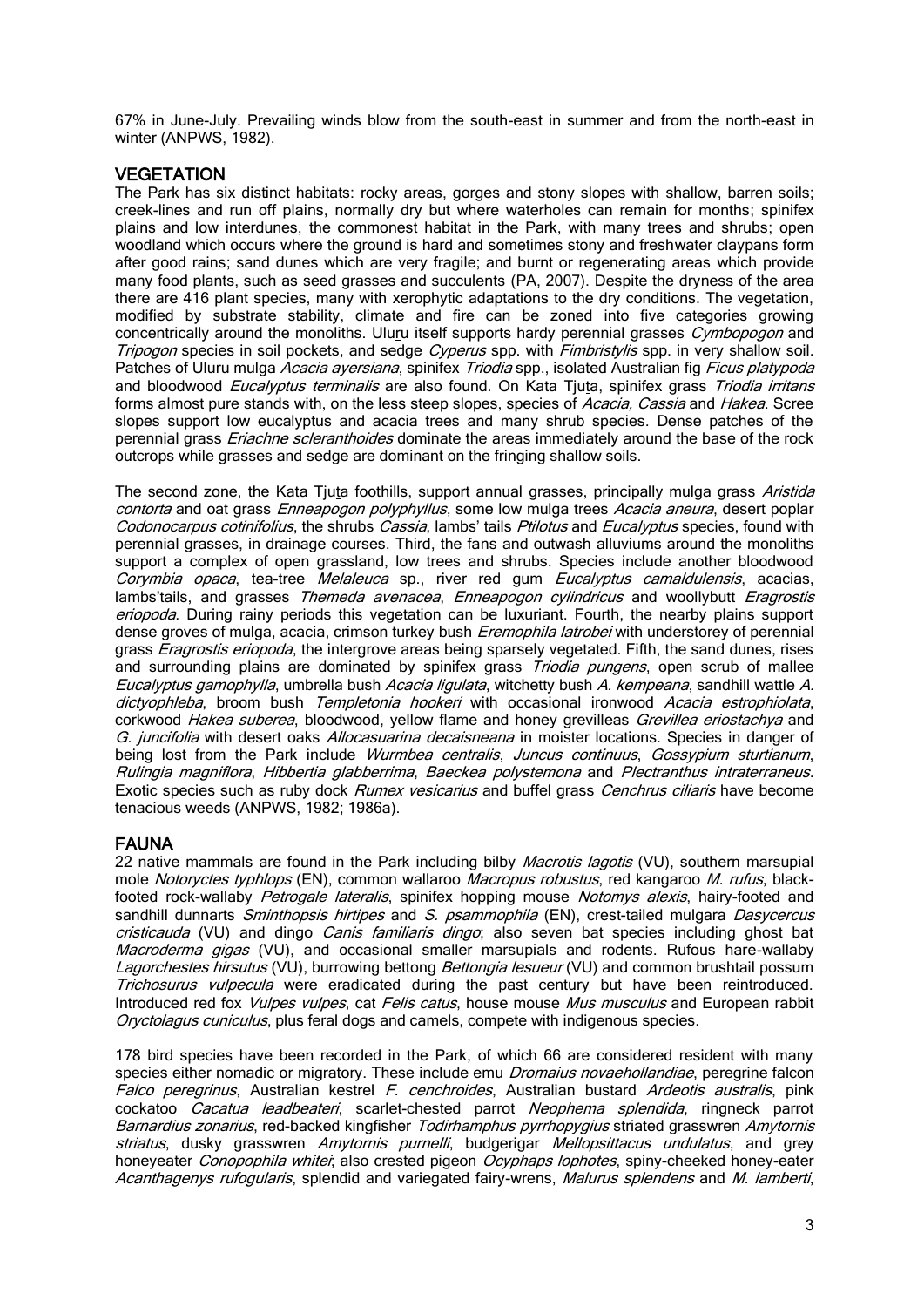67% in June-July. Prevailing winds blow from the south-east in summer and from the north-east in winter (ANPWS, 1982).

## VEGETATION

The Park has six distinct habitats: rocky areas, gorges and stony slopes with shallow, barren soils; creek-lines and run off plains, normally dry but where waterholes can remain for months; spinifex plains and low interdunes, the commonest habitat in the Park, with many trees and shrubs; open woodland which occurs where the ground is hard and sometimes stony and freshwater claypans form after good rains; sand dunes which are very fragile; and burnt or regenerating areas which provide many food plants, such as seed grasses and succulents (PA, 2007). Despite the dryness of the area there are 416 plant species, many with xerophytic adaptations to the dry conditions. The vegetation, modified by substrate stability, climate and fire can be zoned into five categories growing concentrically around the monoliths. Uluṟu itself supports hardy perennial grasses *Cymbopogon* and *Tripogon* species in soil pockets, and sedge *Cyperus* spp. with *Fimbristylis* spp. in very shallow soil. Patches of Uluṟu mulga *Acacia ayersiana*, spinifex *Triodia* spp., isolated Australian fig *Ficus platypoda* and bloodwood *Eucalyptus terminalis* are also found. On Kata Tjuṯa, spinifex grass *Triodia irritans* forms almost pure stands with, on the less steep slopes, species of *Acacia, Cassia* and *Hakea*. Scree slopes support low eucalyptus and acacia trees and many shrub species. Dense patches of the perennial grass *Eriachne scleranthoides* dominate the areas immediately around the base of the rock outcrops while grasses and sedge are dominant on the fringing shallow soils.

The second zone, the Kata Tjuṯa foothills, support annual grasses, principally mulga grass *Aristida contorta* and oat grass *Enneapogon polyphyllus*, some low mulga trees *Acacia aneura*, desert poplar *Codonocarpus cotinifolius*, the shrubs *Cassia*, lambs' tails *Ptilotus* and *Eucalyptus* species, found with perennial grasses, in drainage courses. Third, the fans and outwash alluviums around the monoliths support a complex of open grassland, low trees and shrubs. Species include another bloodwood *Corymbia opaca*, tea-tree *Melaleuca* sp., river red gum *Eucalyptus camaldulensis*, acacias, lambs'tails, and grasses *Themeda avenacea*, *Enneapogon cylindricus* and woollybutt *Eragrostis eriopoda*. During rainy periods this vegetation can be luxuriant. Fourth, the nearby plains support dense groves of mulga, acacia, crimson turkey bush *Eremophila latrobei* with understorey of perennial grass *Eragrostis eriopoda*, the intergrove areas being sparsely vegetated. Fifth, the sand dunes, rises and surrounding plains are dominated by spinifex grass *Triodia pungens*, open scrub of mallee *Eucalyptus gamophylla*, umbrella bush *Acacia ligulata*, witchetty bush *A. kempeana*, sandhill wattle *A. dictyophleba*, broom bush *Templetonia hookeri* with occasional ironwood *Acacia estrophiolata*, corkwood *Hakea suberea*, bloodwood, yellow flame and honey grevilleas *Grevillea eriostachya* and *G. juncifolia* with desert oaks *Allocasuarina decaisneana* in moister locations. Species in danger of being lost from the Park include *Wurmbea centralis*, *Juncus continuus*, *Gossypium sturtianum*, *Rulingia magniflora*, *Hibbertia glabberrima*, *Baeckea polystemona* and *Plectranthus intraterraneus*. Exotic species such as ruby dock *Rumex vesicarius* and buffel grass *Cenchrus ciliaris* have become tenacious weeds (ANPWS, 1982; 1986a).

## FAUNA

22 native mammals are found in the Park including bilby *Macrotis lagotis* (VU), southern marsupial mole *Notoryctes typhlops* (EN), common wallaroo *Macropus robustus*, red kangaroo *M. rufus*, black-footed rock-wallaby *Petrogale lateralis*, spinifex hopping mouse *Notomys alexis*, hairy-footed and sandhill dunnarts *Sminthopsis hirtipes* and *S. psammophila* (EN), crest-tailed mulgara *Dasycercus cristicauda* (VU) and dingo *Canis familiaris dingo*; also seven bat species including ghost bat *Macroderma gigas* (VU), and occasional smaller marsupials and rodents. Rufous hare-wallaby *Lagorchestes hirsutus* (VU), burrowing bettong *Bettongia lesueur* (VU) and common brushtail possum *Trichosurus vulpecula* were eradicated during the past century but have been reintroduced. Introduced red fox *Vulpes vulpes*, cat *Felis catus*, house mouse *Mus musculus* and European rabbit *Oryctolagus cuniculus*, plus feral dogs and camels, compete with indigenous species.

178 bird species have been recorded in the Park, of which 66 are considered resident with many species either nomadic or migratory. These include emu *Dromaius novaehollandiae*, peregrine falcon *Falco peregrinus*, Australian kestrel *F. cenchroides*, Australian bustard *Ardeotis australis*, pink cockatoo *Cacatua leadbeateri*, scarlet-chested parrot *Neophema splendida*, ringneck parrot *Barnardius zonarius*, red-backed kingfisher *Todirhamphus pyrrhopygius* striated grasswren *Amytornis striatus*, dusky grasswren *Amytornis purnelli*, budgerigar *Mellopsittacus undulatus*, and grey honeyeater *Conopophila whitei*; also crested pigeon *Ocyphaps lophotes*, spiny-cheeked honey-eater *Acanthagenys rufogularis*, splendid and variegated fairy-wrens, *Malurus splendens* and *M. lamberti*,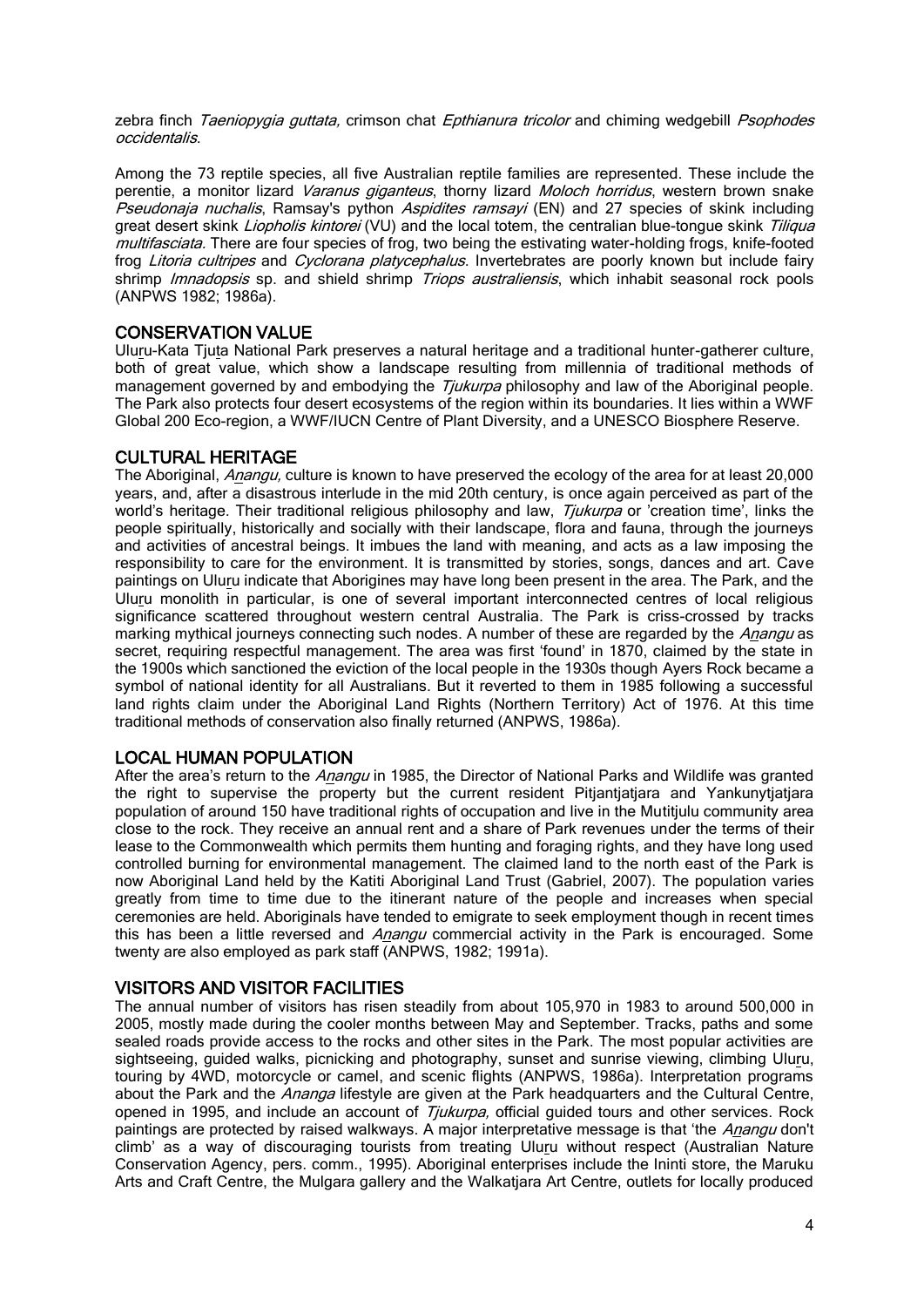zebra finch *Taeniopygia guttata,* crimson chat *Epthianura tricolor* and chiming wedgebill *Psophodes occidentalis*.

Among the 73 reptile species, all five Australian reptile families are represented. These include the perentie, a monitor lizard *Varanus giganteus*, thorny lizard *Moloch horridus*, western brown snake *Pseudonaja nuchalis*, Ramsay's python *Aspidites ramsayi* (EN) and 27 species of skink including great desert skink *Liopholis kintorei* (VU) and the local totem, the centralian blue-tongue skink *Tiliqua multifasciata.* There are four species of frog, two being the estivating water-holding frogs, knife-footed frog *Litoria cultripes* and *Cyclorana platycephalus*. Invertebrates are poorly known but include fairy shrimp *Imnadopsis* sp. and shield shrimp *Triops australiensis*, which inhabit seasonal rock pools (ANPWS 1982; 1986a).

## CONSERVATION VALUE

Uluṟu-Kata Tjuṯa National Park preserves a natural heritage and a traditional hunter-gatherer culture, both of great value, which show a landscape resulting from millennia of traditional methods of management governed by and embodying the *Tjukurpa* philosophy and law of the Aboriginal people. The Park also protects four desert ecosystems of the region within its boundaries. It lies within a WWF Global 200 Eco-region, a WWF/IUCN Centre of Plant Diversity, and a UNESCO Biosphere Reserve.

## CULTURAL HERITAGE

The Aboriginal, *Aṉangu,* culture is known to have preserved the ecology of the area for at least 20,000 years, and, after a disastrous interlude in the mid 20th century, is once again perceived as part of the world's heritage. Their traditional religious philosophy and law, *Tjukurpa* or 'creation time', links the people spiritually, historically and socially with their landscape, flora and fauna, through the journeys and activities of ancestral beings. It imbues the land with meaning, and acts as a law imposing the responsibility to care for the environment. It is transmitted by stories, songs, dances and art. Cave paintings on Uluṟu indicate that Aborigines may have long been present in the area. The Park, and the Uluṟu monolith in particular, is one of several important interconnected centres of local religious significance scattered throughout western central Australia. The Park is criss-crossed by tracks marking mythical journeys connecting such nodes. A number of these are regarded by the *Aṉangu* as secret, requiring respectful management. The area was first 'found' in 1870, claimed by the state in the 1900s which sanctioned the eviction of the local people in the 1930s though Ayers Rock became a symbol of national identity for all Australians. But it reverted to them in 1985 following a successful land rights claim under the Aboriginal Land Rights (Northern Territory) Act of 1976. At this time traditional methods of conservation also finally returned (ANPWS, 1986a).

## LOCAL HUMAN POPULATION

After the area's return to the *Aṉangu* in 1985, the Director of National Parks and Wildlife was granted the right to supervise the property but the current resident Pitjantjatjara and Yankunytjatjara population of around 150 have traditional rights of occupation and live in the Mutitjulu community area close to the rock. They receive an annual rent and a share of Park revenues under the terms of their lease to the Commonwealth which permits them hunting and foraging rights, and they have long used controlled burning for environmental management. The claimed land to the north east of the Park is now Aboriginal Land held by the Katiti Aboriginal Land Trust (Gabriel, 2007). The population varies greatly from time to time due to the itinerant nature of the people and increases when special ceremonies are held. Aboriginals have tended to emigrate to seek employment though in recent times this has been a little reversed and *Aṉangu* commercial activity in the Park is encouraged. Some twenty are also employed as park staff (ANPWS, 1982; 1991a).

## VISITORS AND VISITOR FACILITIES

The annual number of visitors has risen steadily from about 105,970 in 1983 to around 500,000 in 2005, mostly made during the cooler months between May and September. Tracks, paths and some sealed roads provide access to the rocks and other sites in the Park. The most popular activities are sightseeing, guided walks, picnicking and photography, sunset and sunrise viewing, climbing Uluṟu, touring by 4WD, motorcycle or camel, and scenic flights (ANPWS, 1986a). Interpretation programs about the Park and the *Ananga* lifestyle are given at the Park headquarters and the Cultural Centre, opened in 1995, and include an account of *Tjukurpa,* official guided tours and other services. Rock paintings are protected by raised walkways. A major interpretative message is that 'the *Aṉangu* don't climb' as a way of discouraging tourists from treating Uluṟu without respect (Australian Nature Conservation Agency, pers. comm., 1995). Aboriginal enterprises include the Ininti store, the Maruku Arts and Craft Centre, the Mulgara gallery and the Walkatjara Art Centre, outlets for locally produced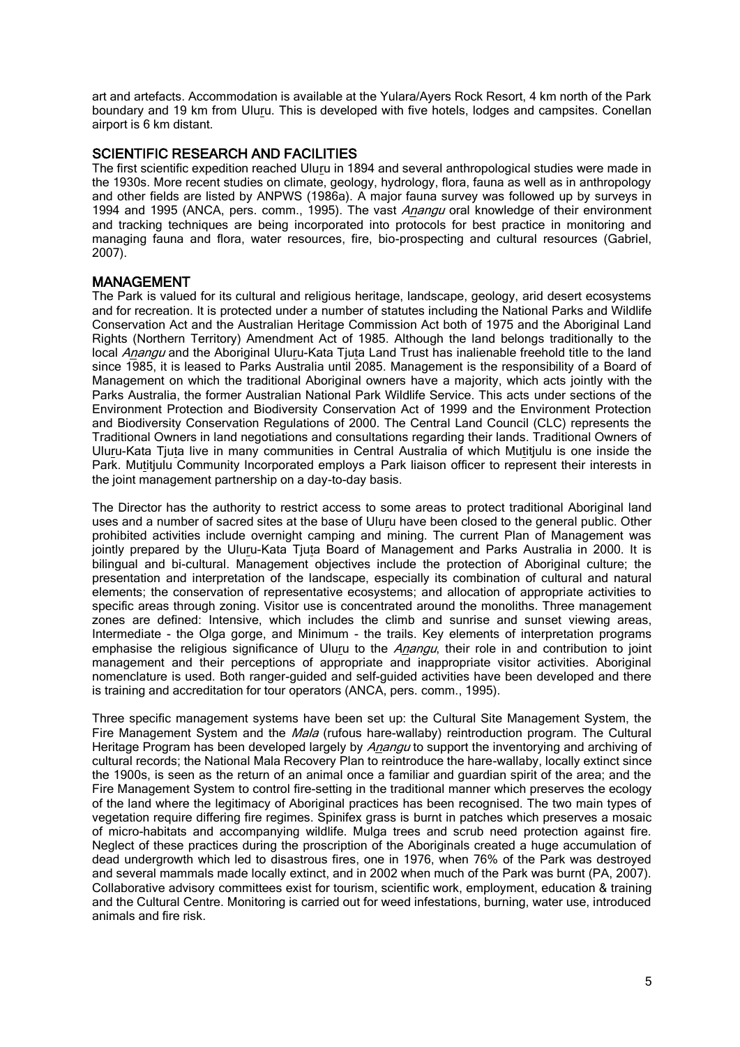art and artefacts. Accommodation is available at the Yulara/Ayers Rock Resort, 4 km north of the Park boundary and 19 km from Uluṟu. This is developed with five hotels, lodges and campsites. Conellan airport is 6 km distant.

## SCIENTIFIC RESEARCH AND FACILITIES

The first scientific expedition reached Uluṟu in 1894 and several anthropological studies were made in the 1930s. More recent studies on climate, geology, hydrology, flora, fauna as well as in anthropology and other fields are listed by ANPWS (1986a). A major fauna survey was followed up by surveys in 1994 and 1995 (ANCA, pers. comm., 1995). The vast *Aṉangu* oral knowledge of their environment and tracking techniques are being incorporated into protocols for best practice in monitoring and managing fauna and flora, water resources, fire, bio-prospecting and cultural resources (Gabriel, 2007).

## MANAGEMENT

The Park is valued for its cultural and religious heritage, landscape, geology, arid desert ecosystems and for recreation. It is protected under a number of statutes including the National Parks and Wildlife Conservation Act and the Australian Heritage Commission Act both of 1975 and the Aboriginal Land Rights (Northern Territory) Amendment Act of 1985. Although the land belongs traditionally to the local *Aṉangu* and the Aboriginal Uluṟu-Kata Tjuṯa Land Trust has inalienable freehold title to the land since 1985, it is leased to Parks Australia until 2085. Management is the responsibility of a Board of Management on which the traditional Aboriginal owners have a majority, which acts jointly with the Parks Australia, the former Australian National Park Wildlife Service. This acts under sections of the Environment Protection and Biodiversity Conservation Act of 1999 and the Environment Protection and Biodiversity Conservation Regulations of 2000. The Central Land Council (CLC) represents the Traditional Owners in land negotiations and consultations regarding their lands. Traditional Owners of Uluṟu-Kata Tjuṯa live in many communities in Central Australia of which Muṯitjulu is one inside the Park. Muṯitjulu Community Incorporated employs a Park liaison officer to represent their interests in the joint management partnership on a day-to-day basis.

The Director has the authority to restrict access to some areas to protect traditional Aboriginal land uses and a number of sacred sites at the base of Uluṟu have been closed to the general public. Other prohibited activities include overnight camping and mining. The current Plan of Management was jointly prepared by the Uluṟu-Kata Tjuṯa Board of Management and Parks Australia in 2000. It is bilingual and bi-cultural. Management objectives include the protection of Aboriginal culture; the presentation and interpretation of the landscape, especially its combination of cultural and natural elements; the conservation of representative ecosystems; and allocation of appropriate activities to specific areas through zoning. Visitor use is concentrated around the monoliths. Three management zones are defined: Intensive, which includes the climb and sunrise and sunset viewing areas, Intermediate - the Olga gorge, and Minimum - the trails. Key elements of interpretation programs emphasise the religious significance of Uluṟu to the *Aṉangu*, their role in and contribution to joint management and their perceptions of appropriate and inappropriate visitor activities. Aboriginal nomenclature is used. Both ranger-guided and self-guided activities have been developed and there is training and accreditation for tour operators (ANCA, pers. comm., 1995).

Three specific management systems have been set up: the Cultural Site Management System, the Fire Management System and the *Mala* (rufous hare-wallaby) reintroduction program. The Cultural Heritage Program has been developed largely by *Aṉangu* to support the inventorying and archiving of cultural records; the National Mala Recovery Plan to reintroduce the hare-wallaby, locally extinct since the 1900s, is seen as the return of an animal once a familiar and guardian spirit of the area; and the Fire Management System to control fire-setting in the traditional manner which preserves the ecology of the land where the legitimacy of Aboriginal practices has been recognised. The two main types of vegetation require differing fire regimes. Spinifex grass is burnt in patches which preserves a mosaic of micro-habitats and accompanying wildlife. Mulga trees and scrub need protection against fire. Neglect of these practices during the proscription of the Aboriginals created a huge accumulation of dead undergrowth which led to disastrous fires, one in 1976, when 76% of the Park was destroyed and several mammals made locally extinct, and in 2002 when much of the Park was burnt (PA, 2007). Collaborative advisory committees exist for tourism, scientific work, employment, education & training and the Cultural Centre. Monitoring is carried out for weed infestations, burning, water use, introduced animals and fire risk.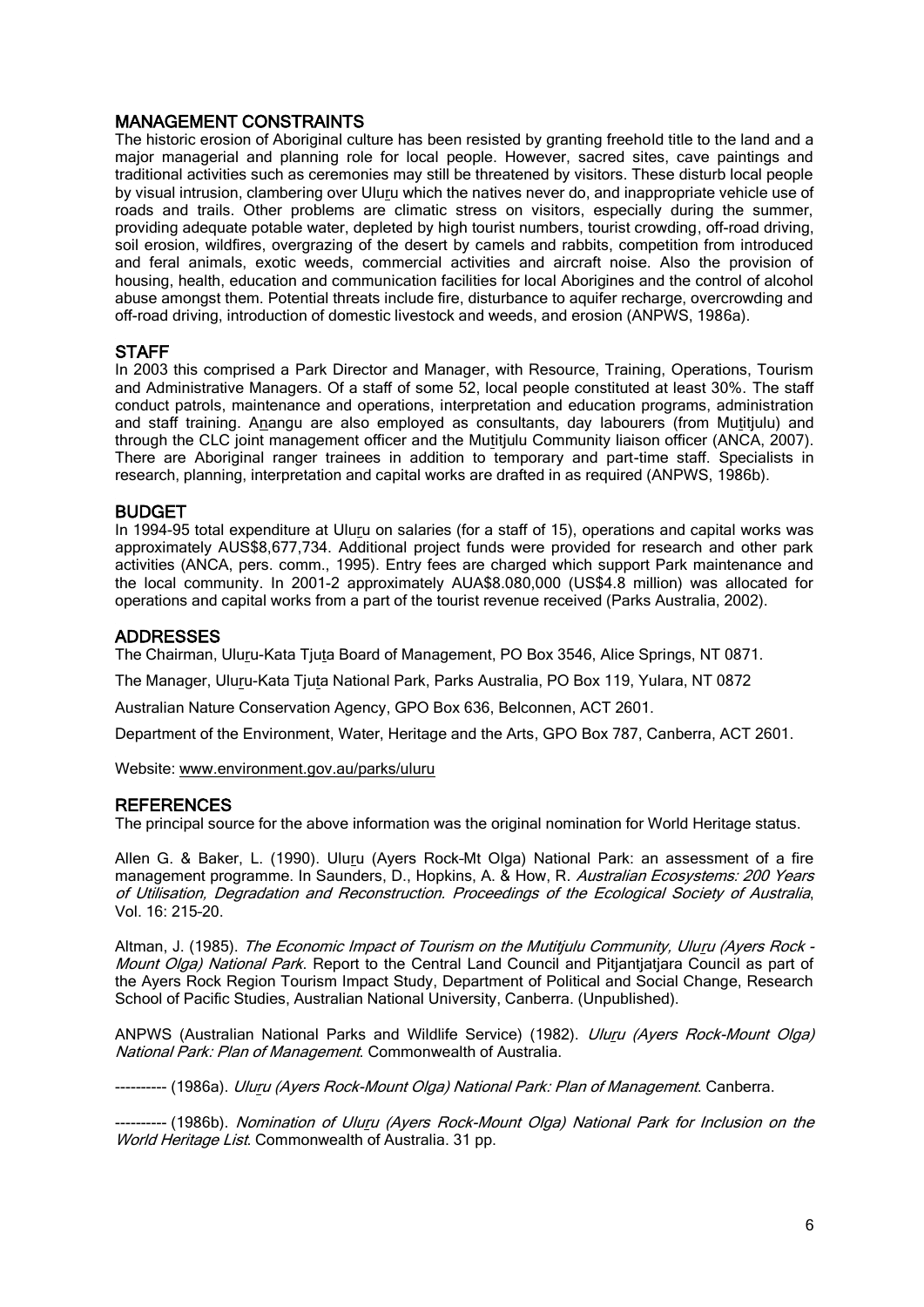## MANAGEMENT CONSTRAINTS

The historic erosion of Aboriginal culture has been resisted by granting freehold title to the land and a major managerial and planning role for local people. However, sacred sites, cave paintings and traditional activities such as ceremonies may still be threatened by visitors. These disturb local people by visual intrusion, clambering over Uluṟu which the natives never do, and inappropriate vehicle use of roads and trails. Other problems are climatic stress on visitors, especially during the summer, providing adequate potable water, depleted by high tourist numbers, tourist crowding, off-road driving, soil erosion, wildfires, overgrazing of the desert by camels and rabbits, competition from introduced and feral animals, exotic weeds, commercial activities and aircraft noise. Also the provision of housing, health, education and communication facilities for local Aborigines and the control of alcohol abuse amongst them. Potential threats include fire, disturbance to aquifer recharge, overcrowding and off-road driving, introduction of domestic livestock and weeds, and erosion (ANPWS, 1986a).

## STAFF

In 2003 this comprised a Park Director and Manager, with Resource, Training, Operations, Tourism and Administrative Managers. Of a staff of some 52, local people constituted at least 30%. The staff conduct patrols, maintenance and operations, interpretation and education programs, administration and staff training. Aṉangu are also employed as consultants, day labourers (from Muṯitjulu) and through the CLC joint management officer and the Muṯitjulu Community liaison officer (ANCA, 2007). There are Aboriginal ranger trainees in addition to temporary and part-time staff. Specialists in research, planning, interpretation and capital works are drafted in as required (ANPWS, 1986b).

## BUDGET

In 1994-95 total expenditure at Uluṟu on salaries (for a staff of 15), operations and capital works was approximately AUS$8,677,734. Additional project funds were provided for research and other park activities (ANCA, pers. comm., 1995). Entry fees are charged which support Park maintenance and the local community. In 2001-2 approximately AUA$8.080,000 (US$4.8 million) was allocated for operations and capital works from a part of the tourist revenue received (Parks Australia, 2002).

## ADDRESSES

The Chairman, Uluṟu-Kata Tjuṯa Board of Management, PO Box 3546, Alice Springs, NT 0871.

The Manager, Uluṟu-Kata Tjuṯa National Park, Parks Australia, PO Box 119, Yulara, NT 0872

Australian Nature Conservation Agency, GPO Box 636, Belconnen, ACT 2601.

Department of the Environment, Water, Heritage and the Arts, GPO Box 787, Canberra, ACT 2601.

Website: www.environment.gov.au/parks/uluru

## REFERENCES

The principal source for the above information was the original nomination for World Heritage status.

Allen G. & Baker, L. (1990). Uluṟu (Ayers Rock-Mt Olga) National Park: an assessment of a fire management programme. In Saunders, D., Hopkins, A. & How, R. *Australian Ecosystems: 200 Years of Utilisation, Degradation and Reconstruction*. *Proceedings of the Ecological Society of Australia*, Vol. 16: 215-20.

Altman, J. (1985). *The Economic Impact of Tourism on the Mutitjulu Community, Uluṟu (Ayers Rock - Mount Olga) National Park*. Report to the Central Land Council and Pitjantjatjara Council as part of the Ayers Rock Region Tourism Impact Study, Department of Political and Social Change, Research School of Pacific Studies, Australian National University, Canberra. (Unpublished).

ANPWS (Australian National Parks and Wildlife Service) (1982). *Uluṟu (Ayers Rock-Mount Olga) National Park: Plan of Management*. Commonwealth of Australia.

---------- (1986a). *Uluṟu (Ayers Rock-Mount Olga) National Park: Plan of Management*. Canberra.

---------- (1986b). *Nomination of Uluṟu (Ayers Rock-Mount Olga) National Park for Inclusion on the World Heritage List*. Commonwealth of Australia. 31 pp.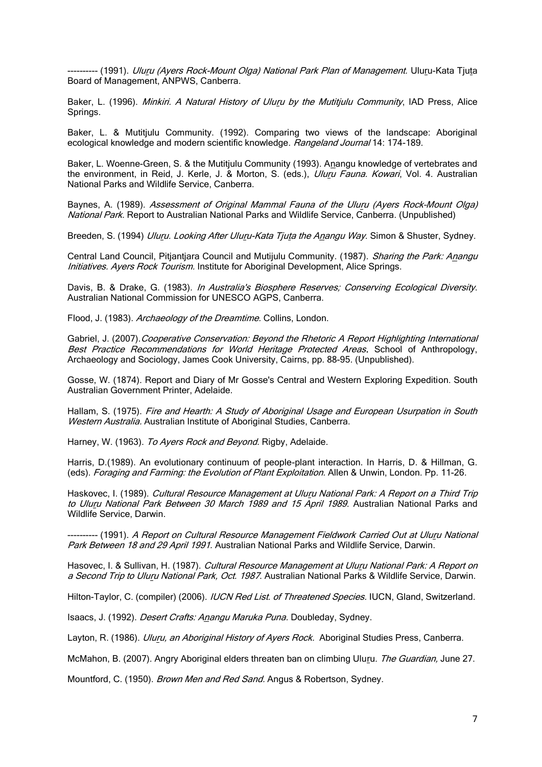---------- (1991). *Uluṟu (Ayers Rock-Mount Olga) National Park Plan of Management.* Uluṟu-Kata Tjuṯa Board of Management, ANPWS, Canberra.

Baker, L. (1996). *Minkiri. A Natural History of Uluṟu by the Mutitjulu Community*, IAD Press, Alice Springs.

Baker, L. & Mutitjulu Community. (1992). Comparing two views of the landscape: Aboriginal ecological knowledge and modern scientific knowledge. *Rangeland Journal* 14: 174-189.

Baker, L. Woenne-Green, S. & the Mutitjulu Community (1993). Aṉangu knowledge of vertebrates and the environment, in Reid, J. Kerle, J. & Morton, S. (eds.), *Uluṟu Fauna. Kowari*, Vol. 4. Australian National Parks and Wildlife Service, Canberra.

Baynes, A. (1989). *Assessment of Original Mammal Fauna of the Uluṟu (Ayers Rock-Mount Olga) National Park*. Report to Australian National Parks and Wildlife Service, Canberra. (Unpublished)

Breeden, S. (1994) *Uluṟu. Looking After Uluṟu-Kata Tjuṯa the Aṉangu Way*. Simon & Shuster, Sydney.

Central Land Council, Pitjantjara Council and Mutijulu Community. (1987). *Sharing the Park: Aṉangu Initiatives. Ayers Rock Tourism.* Institute for Aboriginal Development, Alice Springs.

Davis, B. & Drake, G. (1983). *In Australia's Biosphere Reserves; Conserving Ecological Diversity*. Australian National Commission for UNESCO AGPS, Canberra.

Flood, J. (1983). *Archaeology of the Dreamtime.* Collins, London.

Gabriel, J. (2007). *Cooperative Conservation: Beyond the Rhetoric A Report Highlighting International Best Practice Recommendations for World Heritage Protected Areas***.** School of Anthropology, Archaeology and Sociology, James Cook University, Cairns, pp. 88-95. (Unpublished).

Gosse, W. (1874). Report and Diary of Mr Gosse's Central and Western Exploring Expedition. South Australian Government Printer, Adelaide.

Hallam, S. (1975). *Fire and Hearth: A Study of Aboriginal Usage and European Usurpation in South Western Australia.* Australian Institute of Aboriginal Studies, Canberra.

Harney, W. (1963). *To Ayers Rock and Beyond.* Rigby, Adelaide.

Harris, D.(1989). An evolutionary continuum of people-plant interaction. In Harris, D. & Hillman, G. (eds). *Foraging and Farming: the Evolution of Plant Exploitation.* Allen & Unwin, London. Pp. 11-26.

Haskovec, I. (1989). *Cultural Resource Management at Uluṟu National Park: A Report on a Third Trip to Uluṟu National Park Between 30 March 1989 and 15 April 1989*. Australian National Parks and Wildlife Service, Darwin.

---------- (1991). *A Report on Cultural Resource Management Fieldwork Carried Out at Uluṟu National Park Between 18 and 29 April 1991*. Australian National Parks and Wildlife Service, Darwin.

Hasovec, I. & Sullivan, H. (1987). *Cultural Resource Management at Uluṟu National Park: A Report on a Second Trip to Uluṟu National Park, Oct. 1987*. Australian National Parks & Wildlife Service, Darwin.

Hilton-Taylor, C. (compiler) (2006). *IUCN Red List. of Threatened Species.* IUCN, Gland, Switzerland.

Isaacs, J. (1992). *Desert Crafts: Aṉangu Maruka Puna.* Doubleday, Sydney.

Layton, R. (1986). *Uluṟu, an Aboriginal History of Ayers Rock.* Aboriginal Studies Press, Canberra.

McMahon, B. (2007). Angry Aboriginal elders threaten ban on climbing Uluṟu. *The Guardian,* June 27.

Mountford, C. (1950). *Brown Men and Red Sand.* Angus & Robertson, Sydney.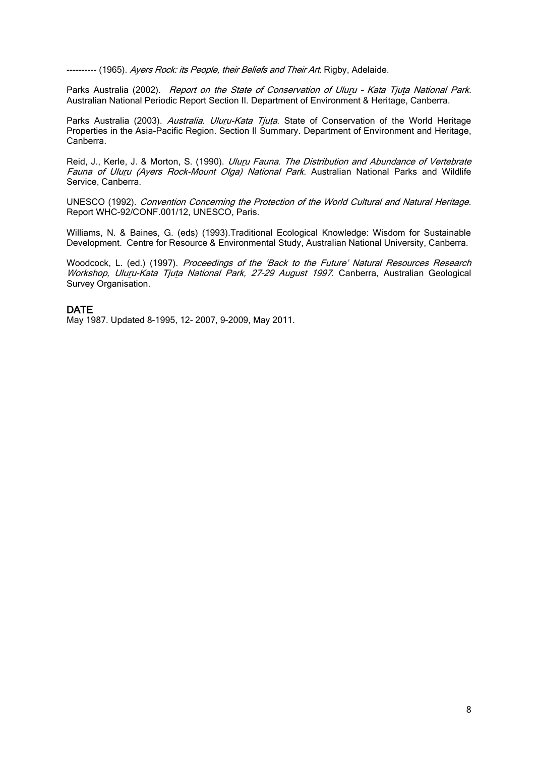---------- (1965). *Ayers Rock: its People, their Beliefs and Their Art.* Rigby, Adelaide.

Parks Australia (2002). *Report on the State of Conservation of Uluṟu – Kata Tjuṯa National Park.* Australian National Periodic Report Section II. Department of Environment & Heritage, Canberra.

Parks Australia (2003). *Australia. Uluṟu-Kata Tjuṯa*. State of Conservation of the World Heritage Properties in the Asia-Pacific Region. Section II Summary. Department of Environment and Heritage, Canberra.

Reid, J., Kerle, J. & Morton, S. (1990). *Uluṟu Fauna. The Distribution and Abundance of Vertebrate Fauna of Uluṟu (Ayers Rock-Mount Olga) National Park*. Australian National Parks and Wildlife Service, Canberra.

UNESCO (1992). *Convention Concerning the Protection of the World Cultural and Natural Heritage.* Report WHC-92/CONF.001/12, UNESCO, Paris.

Williams, N. & Baines, G. (eds) (1993).Traditional Ecological Knowledge: Wisdom for Sustainable Development. Centre for Resource & Environmental Study, Australian National University, Canberra.

Woodcock, L. (ed.) (1997). *Proceedings of the 'Back to the Future' Natural Resources Research Workshop, Uluṟu-Kata Tjuṯa National Park, 27-29 August 1997.* Canberra, Australian Geological Survey Organisation.

## DATE

May 1987. Updated 8-1995, 12- 2007, 9-2009, May 2011.